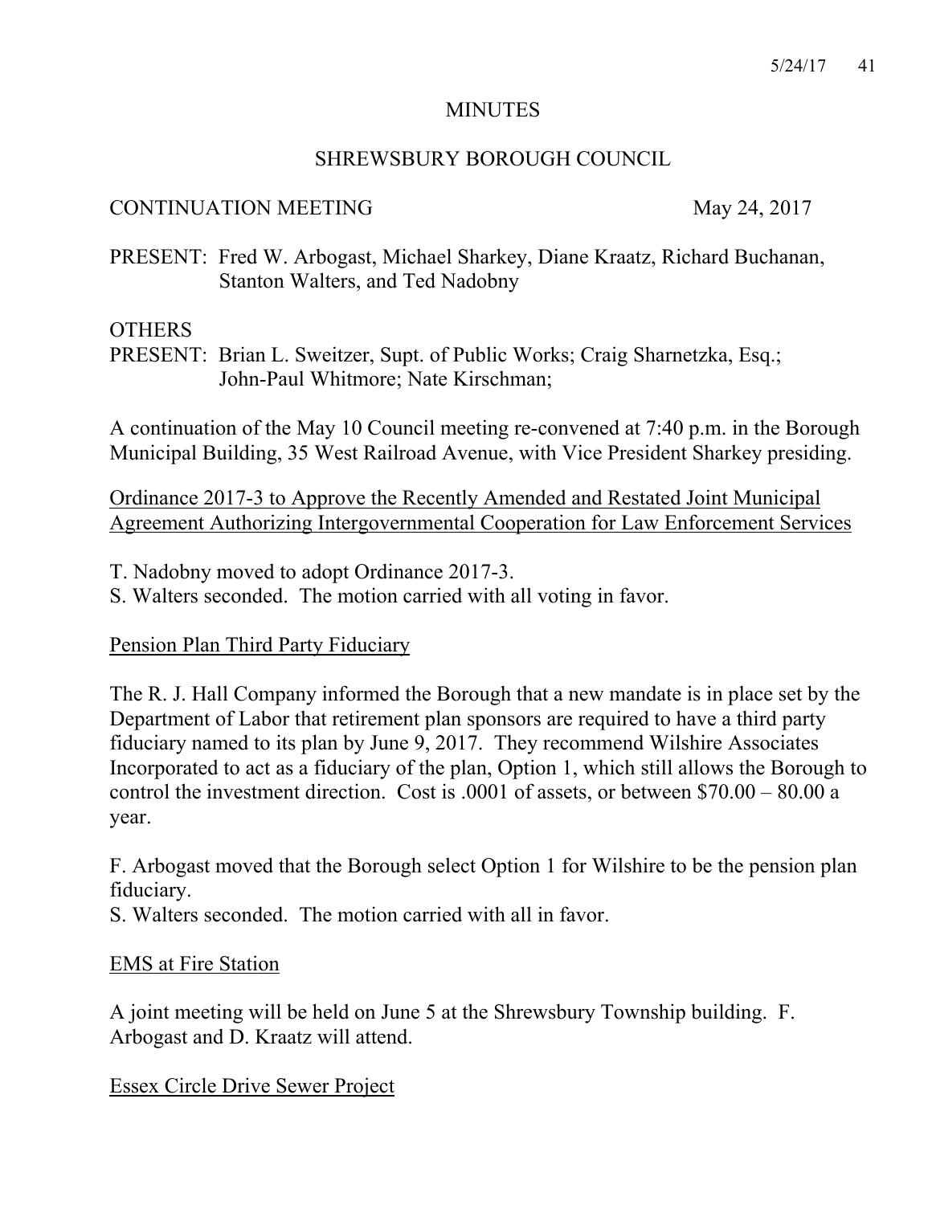# MINUTES

## SHREWSBURY BOROUGH COUNCIL

CONTINUATION MEETING May 24, 2017

PRESENT: Fred W. Arbogast, Michael Sharkey, Diane Kraatz, Richard Buchanan, Stanton Walters, and Ted Nadobny

OTHERS
PRESENT: Brian L. Sweitzer, Supt. of Public Works; Craig Sharnetzka, Esq.; John-Paul Whitmore; Nate Kirschman;

A continuation of the May 10 Council meeting re-convened at 7:40 p.m. in the Borough Municipal Building, 35 West Railroad Avenue, with Vice President Sharkey presiding.

Ordinance 2017-3 to Approve the Recently Amended and Restated Joint Municipal Agreement Authorizing Intergovernmental Cooperation for Law Enforcement Services

T. Nadobny moved to adopt Ordinance 2017-3.
S. Walters seconded. The motion carried with all voting in favor.

Pension Plan Third Party Fiduciary

The R. J. Hall Company informed the Borough that a new mandate is in place set by the Department of Labor that retirement plan sponsors are required to have a third party fiduciary named to its plan by June 9, 2017. They recommend Wilshire Associates Incorporated to act as a fiduciary of the plan, Option 1, which still allows the Borough to control the investment direction. Cost is .0001 of assets, or between $70.00 – 80.00 a year.

F. Arbogast moved that the Borough select Option 1 for Wilshire to be the pension plan fiduciary.
S. Walters seconded. The motion carried with all in favor.

EMS at Fire Station

A joint meeting will be held on June 5 at the Shrewsbury Township building. F. Arbogast and D. Kraatz will attend.

Essex Circle Drive Sewer Project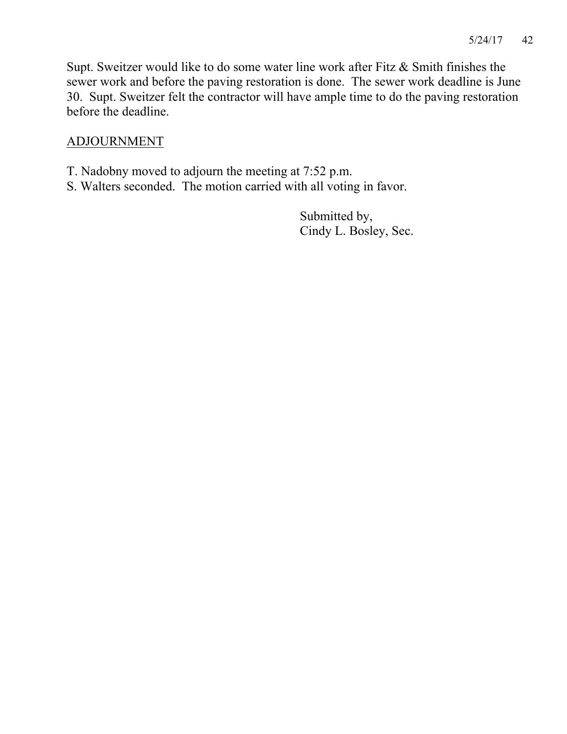Supt. Sweitzer would like to do some water line work after Fitz & Smith finishes the sewer work and before the paving restoration is done. The sewer work deadline is June 30. Supt. Sweitzer felt the contractor will have ample time to do the paving restoration before the deadline.

## ADJOURNMENT

T. Nadobny moved to adjourn the meeting at 7:52 p.m.
S. Walters seconded. The motion carried with all voting in favor.

Submitted by,
Cindy L. Bosley, Sec.